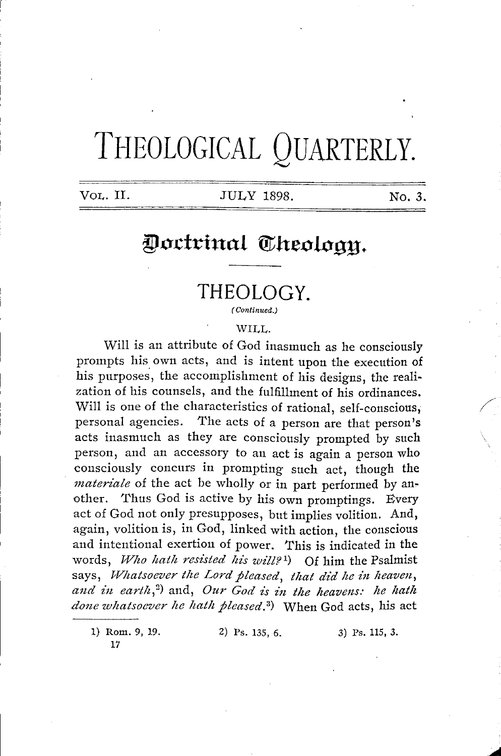# THEOLOGICAL QUARTERLY.

VOL. II. JULY 1898. No. 3.

## Doctrinal Theology.

### THEOLOGY.

*(Continued.)*

#### WILL.

Will is an attribute of God inasmuch as he consciously prompts his own acts, and is intent upon the execution of his purposes, the accomplishment of his designs, the realization of his counsels, and the fulfillment of his ordinances. Will is one of the characteristics of rational, self-conscious, personal agencies. The acts of a person are that person's acts inasmuch as they are consciously prompted by such person, and an accessory to an act is again a person who consciously concurs in prompting such act, though the *materiale* of the act be wholly or in part performed by another. Thus God is active by his own promptings. Every act of God not only presupposes, but implies volition. And, again, volition is, in God, linked with action, the conscious and intentional exertion of power. This is indicated in the words, *Who hath resisted his will?*[1]) Of him the Psalmist says, *Whatsoever the Lord pleased, that did he in heaven, and in earth,*[2]) and, *Our God is in the heavens: he hath done whatsoever he hath pleased.*[3]) When God acts, his act

1) Rom. 9, 19. 2) Ps. 135, 6. 3) Ps. 115, 3.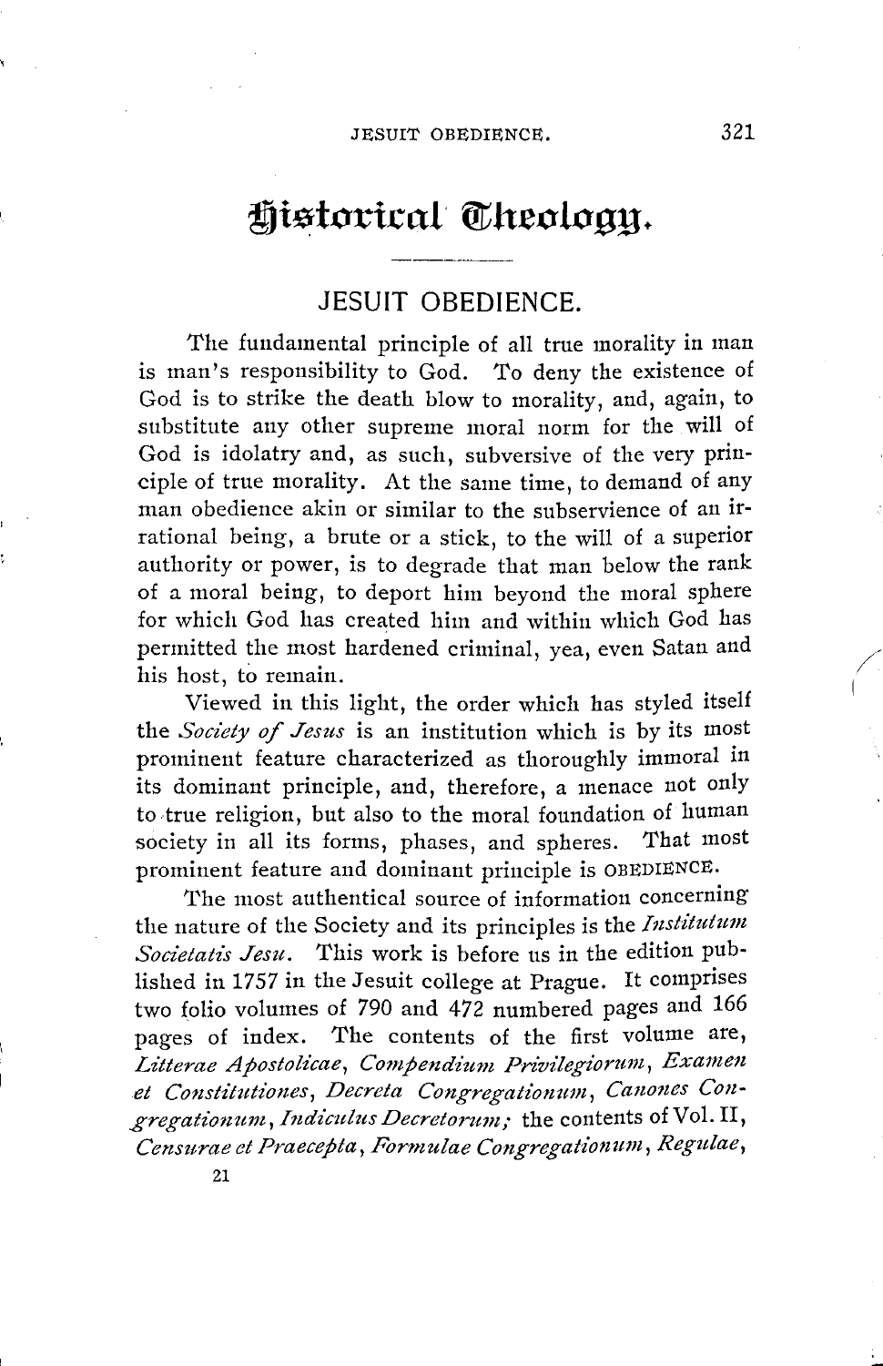# Historical Theology.

## JESUIT OBEDIENCE.

The fundamental principle of all true morality in man is man's responsibility to God. To deny the existence of God is to strike the death blow to morality, and, again, to substitute any other supreme moral norm for the will of God is idolatry and, as such, subversive of the very principle of true morality. At the same time, to demand of any man obedience akin or similar to the subservience of an irrational being, a brute or a stick, to the will of a superior authority or power, is to degrade that man below the rank of a moral being, to deport him beyond the moral sphere for which God has created him and within which God has permitted the most hardened criminal, yea, even Satan and his host, to remain.

Viewed in this light, the order which has styled itself the *Society of Jesus* is an institution which is by its most prominent feature characterized as thoroughly immoral in its dominant principle, and, therefore, a menace not only to true religion, but also to the moral foundation of human society in all its forms, phases, and spheres. That most prominent feature and dominant principle is OBEDIENCE.

The most authentical source of information concerning the nature of the Society and its principles is the *Institutum Societatis Jesu*. This work is before us in the edition published in 1757 in the Jesuit college at Prague. It comprises two folio volumes of 790 and 472 numbered pages and 166 pages of index. The contents of the first volume are, *Litterae Apostolicae*, *Compendium Privilegiorum*, *Examen et Constitutiones*, *Decreta Congregationum*, *Canones Congregationum*, *Indiculus Decretorum;* the contents of Vol. II, *Censurae et Praecepta*, *Formulae Congregationum*, *Regulae*,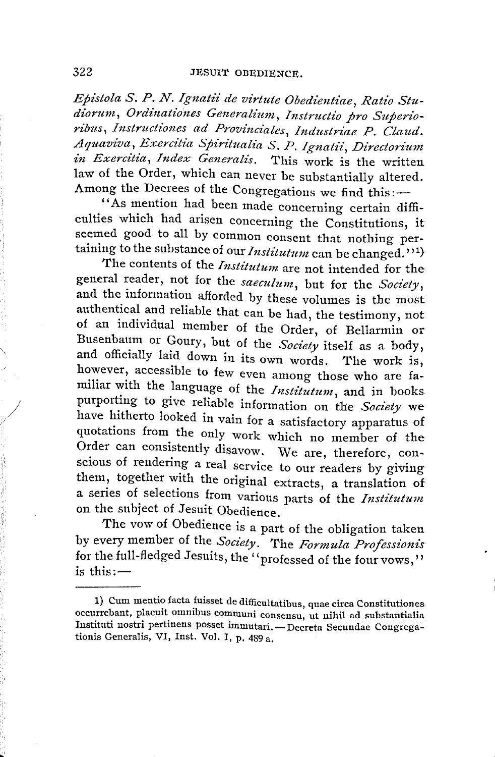*Epistola S. P. N. Ignatii de virtute Obedientiae*, *Ratio Studiorum*, *Ordinationes Generalium*, *Instructio pro Superioribus*, *Instructiones ad Provinciales*, *Industriae P. Claud. Aquaviva*, *Exercitia Spiritualia S. P. Ignatii*, *Directorium in Exercitia*, *Index Generalis*. This work is the written law of the Order, which can never be substantially altered. Among the Decrees of the Congregations we find this:—

"As mention had been made concerning certain difficulties which had arisen concerning the Constitutions, it seemed good to all by common consent that nothing pertaining to the substance of our *Institutum* can be changed."[1]

The contents of the *Institutum* are not intended for the general reader, not for the *saeculum*, but for the *Society*, and the information afforded by these volumes is the most authentical and reliable that can be had, the testimony, not of an individual member of the Order, of Bellarmin or Busenbaum or Goury, but of the *Society* itself as a body, and officially laid down in its own words. The work is, however, accessible to few even among those who are familiar with the language of the *Institutum*, and in books purporting to give reliable information on the *Society* we have hitherto looked in vain for a satisfactory apparatus of quotations from the only work which no member of the Order can consistently disavow. We are, therefore, conscious of rendering a real service to our readers by giving them, together with the original extracts, a translation of a series of selections from various parts of the *Institutum* on the subject of Jesuit Obedience.

The vow of Obedience is a part of the obligation taken by every member of the *Society*. The *Formula Professionis* for the full-fledged Jesuits, the "professed of the four vows," is this:—

---

1) Cum mentio facta fuisset de difficultatibus, quae circa Constitutiones occurrebant, placuit omnibus communi consensu, ut nihil ad substantialia Instituti nostri pertinens posset immutari. — Decreta Secundae Congregationis Generalis, VI, Inst. Vol. I, p. 489 a.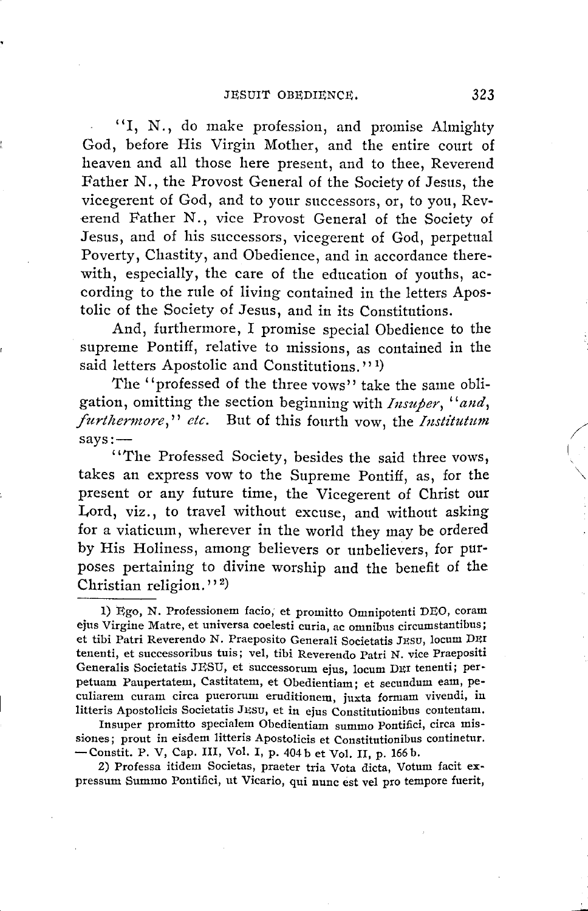"I, N., do make profession, and promise Almighty God, before His Virgin Mother, and the entire court of heaven and all those here present, and to thee, Reverend Father N., the Provost General of the Society of Jesus, the vicegerent of God, and to your successors, or, to you, Reverend Father N., vice Provost General of the Society of Jesus, and of his successors, vicegerent of God, perpetual Poverty, Chastity, and Obedience, and in accordance therewith, especially, the care of the education of youths, according to the rule of living contained in the letters Apostolic of the Society of Jesus, and in its Constitutions.

And, furthermore, I promise special Obedience to the supreme Pontiff, relative to missions, as contained in the said letters Apostolic and Constitutions."[1)]

The "professed of the three vows" take the same obligation, omitting the section beginning with *Insuper*, "*and, furthermore*," *etc.* But of this fourth vow, the *Institutum* says:—

"The Professed Society, besides the said three vows, takes an express vow to the Supreme Pontiff, as, for the present or any future time, the Vicegerent of Christ our Lord, viz., to travel without excuse, and without asking for a viaticum, wherever in the world they may be ordered by His Holiness, among believers or unbelievers, for purposes pertaining to divine worship and the benefit of the Christian religion."[2)]

---

1) Ego, N. Professionem facio, et promitto Omnipotenti DEO, coram ejus Virgine Matre, et universa coelesti curia, ac omnibus circumstantibus; et tibi Patri Reverendo N. Praeposito Generali Societatis JESU, locum DEI tenenti, et successoribus tuis; vel, tibi Reverendo Patri N. vice Praepositi Generalis Societatis JESU, et successorum ejus, locum DEI tenenti; perpetuam Paupertatem, Castitatem, et Obedientiam; et secundum eam, peculiarem curam circa puerorum eruditionem, juxta formam vivendi, in litteris Apostolicis Societatis JESU, et in ejus Constitutionibus contentam.

Insuper promitto specialem Obedientiam summo Pontifici, circa missiones; prout in eisdem litteris Apostolicis et Constitutionibus continetur. —Constit. P. V, Cap. III, Vol. I, p. 404 b et Vol. II, p. 166 b.

2) Professa itidem Societas, praeter tria Vota dicta, Votum facit expressum Summo Pontifici, ut Vicario, qui nunc est vel pro tempore fuerit,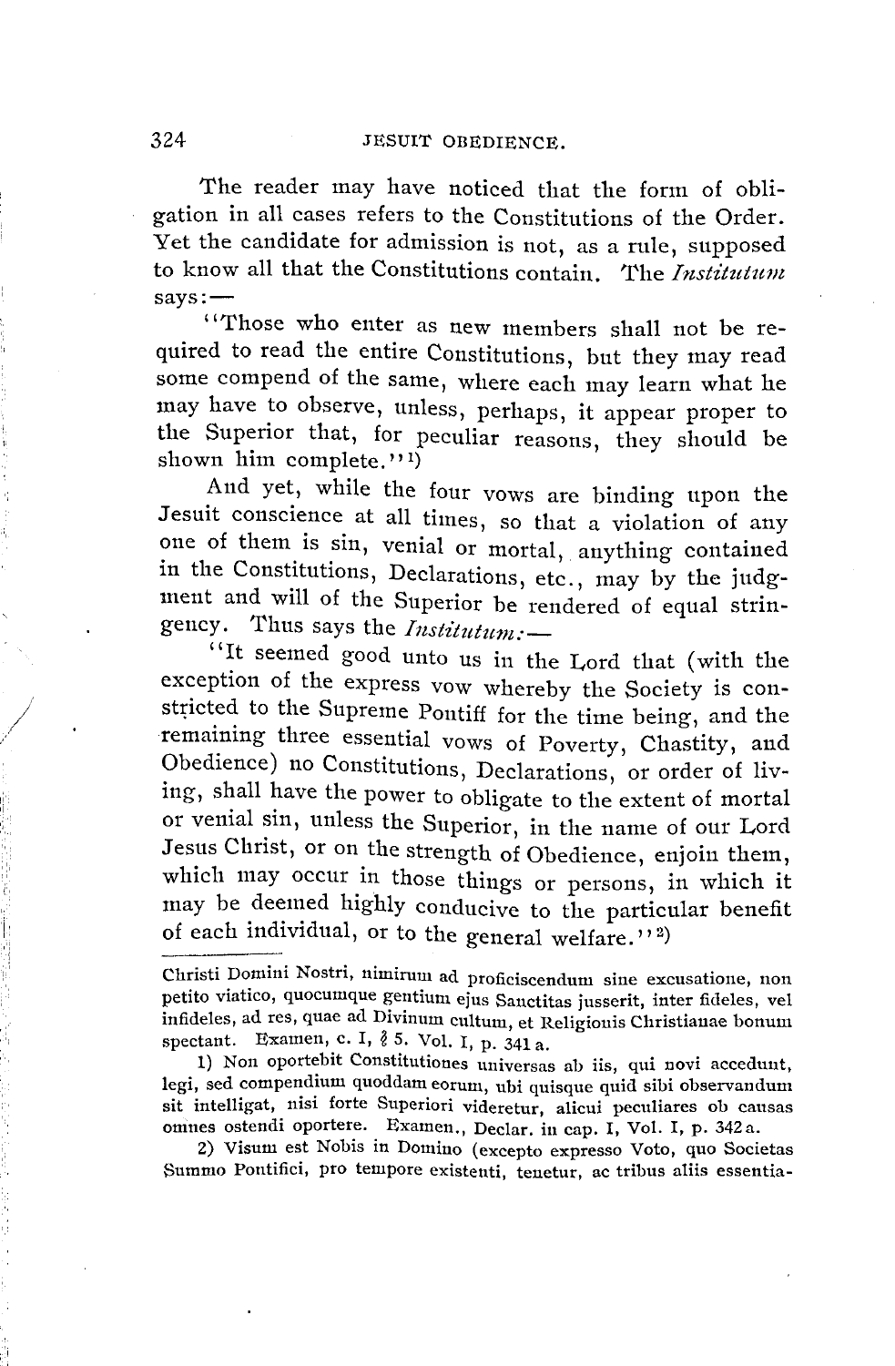The reader may have noticed that the form of obligation in all cases refers to the Constitutions of the Order. Yet the candidate for admission is not, as a rule, supposed to know all that the Constitutions contain. The *Institutum* says:—

"Those who enter as new members shall not be required to read the entire Constitutions, but they may read some compend of the same, where each may learn what he may have to observe, unless, perhaps, it appear proper to the Superior that, for peculiar reasons, they should be shown him complete."[1])

And yet, while the four vows are binding upon the Jesuit conscience at all times, so that a violation of any one of them is sin, venial or mortal, anything contained in the Constitutions, Declarations, etc., may by the judgment and will of the Superior be rendered of equal stringency. Thus says the *Institutum:*—

"It seemed good unto us in the Lord that (with the exception of the express vow whereby the Society is constricted to the Supreme Pontiff for the time being, and the remaining three essential vows of Poverty, Chastity, and Obedience) no Constitutions, Declarations, or order of living, shall have the power to obligate to the extent of mortal or venial sin, unless the Superior, in the name of our Lord Jesus Christ, or on the strength of Obedience, enjoin them, which may occur in those things or persons, in which it may be deemed highly conducive to the particular benefit of each individual, or to the general welfare."[2])

---

Christi Domini Nostri, nimirum ad proficiscendum sine excusatione, non petito viatico, quocumque gentium ejus Sanctitas jusserit, inter fideles, vel infideles, ad res, quae ad Divinum cultum, et Religionis Christianae bonum spectant. Examen, c. I, § 5. Vol. I, p. 341 a.

1) Non oportebit Constitutiones universas ab iis, qui novi accedunt, legi, sed compendium quoddam eorum, ubi quisque quid sibi observandum sit intelligat, nisi forte Superiori videretur, alicui peculiares ob causas omnes ostendi oportere. Examen., Declar. in cap. I, Vol. I, p. 342 a.

2) Visum est Nobis in Domino (excepto expresso Voto, quo Societas Summo Pontifici, pro tempore existenti, tenetur, ac tribus aliis essentia-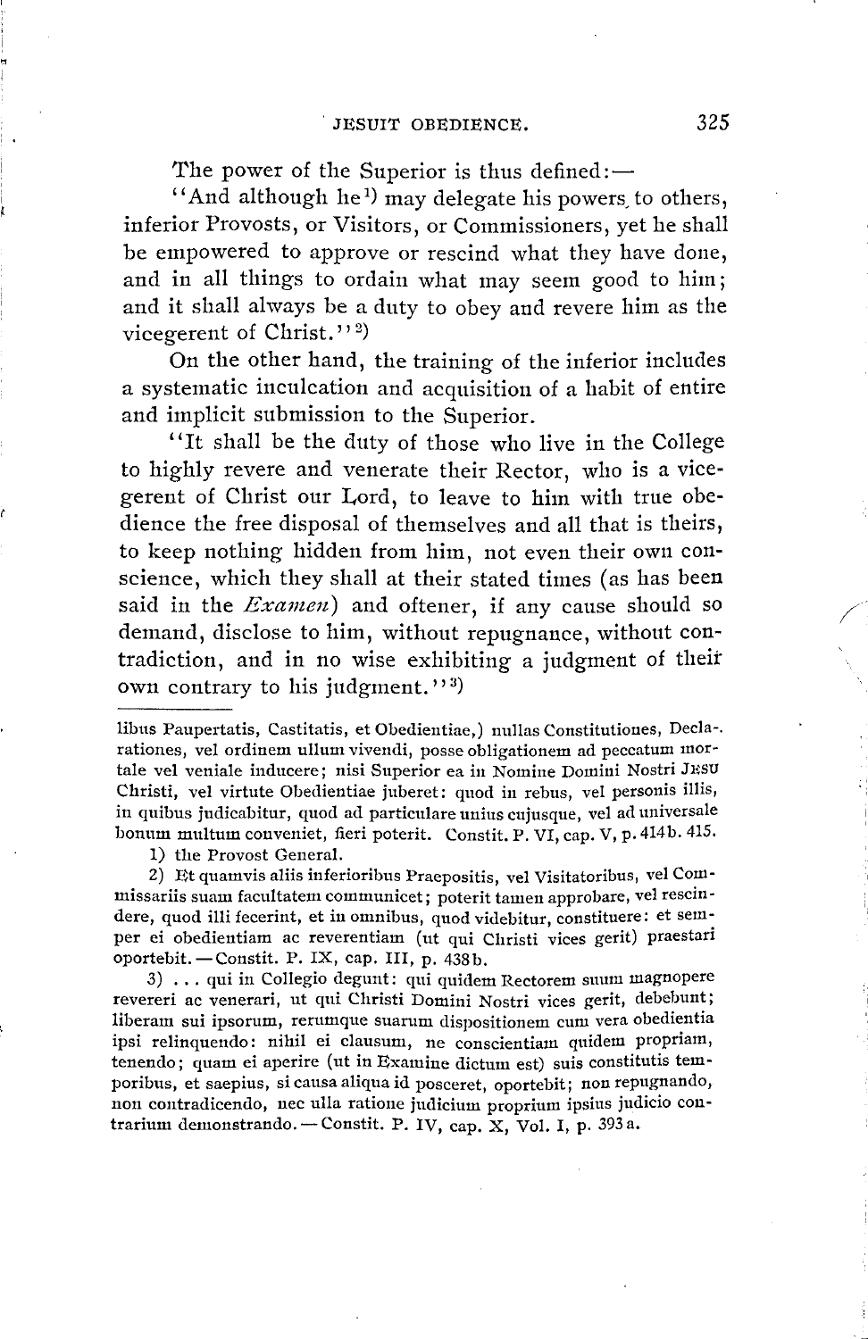The power of the Superior is thus defined:—

"And although he[1] may delegate his powers to others, inferior Provosts, or Visitors, or Commissioners, yet he shall be empowered to approve or rescind what they have done, and in all things to ordain what may seem good to him; and it shall always be a duty to obey and revere him as the vicegerent of Christ."[2]

On the other hand, the training of the inferior includes a systematic inculcation and acquisition of a habit of entire and implicit submission to the Superior.

"It shall be the duty of those who live in the College to highly revere and venerate their Rector, who is a vicegerent of Christ our Lord, to leave to him with true obedience the free disposal of themselves and all that is theirs, to keep nothing hidden from him, not even their own conscience, which they shall at their stated times (as has been said in the *Examen*) and oftener, if any cause should so demand, disclose to him, without repugnance, without contradiction, and in no wise exhibiting a judgment of their own contrary to his judgment."[3]

---

libus Paupertatis, Castitatis, et Obedientiae,) nullas Constitutiones, Declarationes, vel ordinem ullum vivendi, posse obligationem ad peccatum mortale vel veniale inducere; nisi Superior ea in Nomine Domini Nostri JESU Christi, vel virtute Obedientiae juberet: quod in rebus, vel personis illis, in quibus judicabitur, quod ad particulare uniuscujusque, vel ad universale bonum multum conveniet, fieri poterit. Constit. P. VI, cap. V, p. 414b. 415.

1) the Provost General.

2) Et quamvis aliis inferioribus Praepositis, vel Visitatoribus, vel Commissariis suam facultatem communicet; poterit tamen approbare, vel rescindere, quod illi fecerint, et in omnibus, quod videbitur, constituere: et semper ei obedientiam ac reverentiam (ut qui Christi vices gerit) praestari oportebit. — Constit. P. IX, cap. III, p. 438b.

3) ... qui in Collegio degunt: qui quidem Rectorem suum magnopere revereri ac venerari, ut qui Christi Domini Nostri vices gerit, debebunt; liberam sui ipsorum, rerumque suarum dispositionem cum vera obedientia ipsi relinquendo: nihil ei clausum, ne conscientiam quidem propriam, tenendo; quam ei aperire (ut in Examine dictum est) suis constitutis temporibus, et saepius, si causa aliqua id posceret, oportebit; non repugnando, non contradicendo, nec ulla ratione judicium proprium ipsius judicio contrarium demonstrando. — Constit. P. IV, cap. X, Vol. I, p. 393a.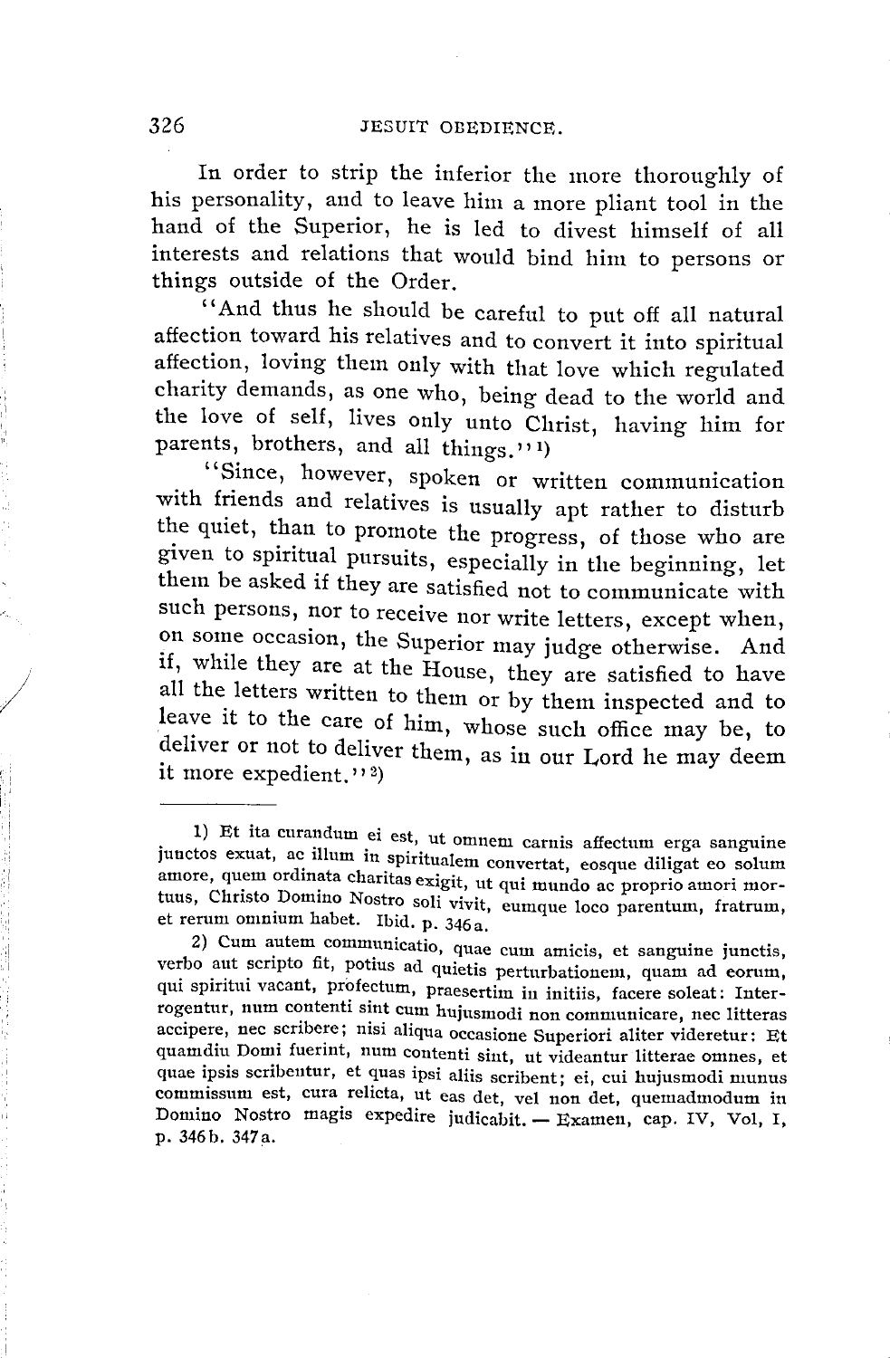In order to strip the inferior the more thoroughly of his personality, and to leave him a more pliant tool in the hand of the Superior, he is led to divest himself of all interests and relations that would bind him to persons or things outside of the Order.

"And thus he should be careful to put off all natural affection toward his relatives and to convert it into spiritual affection, loving them only with that love which regulated charity demands, as one who, being dead to the world and the love of self, lives only unto Christ, having him for parents, brothers, and all things."[1]

"Since, however, spoken or written communication with friends and relatives is usually apt rather to disturb the quiet, than to promote the progress, of those who are given to spiritual pursuits, especially in the beginning, let them be asked if they are satisfied not to communicate with such persons, nor to receive nor write letters, except when, on some occasion, the Superior may judge otherwise. And if, while they are at the House, they are satisfied to have all the letters written to them or by them inspected and to leave it to the care of him, whose such office may be, to deliver or not to deliver them, as in our Lord he may deem it more expedient."[2]

---

1) Et ita curandum ei est, ut omnem carnis affectum erga sanguine junctos exuat, ac illum in spiritualem convertat, eosque diligat eo solum amore, quem ordinata charitas exigit, ut qui mundo ac proprio amori mortuus, Christo Domino Nostro soli vivit, eumque loco parentum, fratrum, et rerum omnium habet. Ibid. p. 346a.

2) Cum autem communicatio, quae cum amicis, et sanguine junctis, verbo aut scripto fit, potius ad quietis perturbationem, quam ad eorum, qui spiritui vacant, profectum, praesertim in initiis, facere soleat: Interrogentur, num contenti sint cum hujusmodi non communicare, nec litteras accipere, nec scribere; nisi aliqua occasione Superiori aliter videretur: Et quamdiu Domi fuerint, num contenti sint, ut videantur litterae omnes, et quae ipsis scribentur, et quas ipsi aliis scribent; ei, cui hujusmodi munus commissum est, cura relicta, ut eas det, vel non det, quemadmodum in Domino Nostro magis expedire judicabit. — Examen, cap. IV, Vol, I, p. 346b. 347a.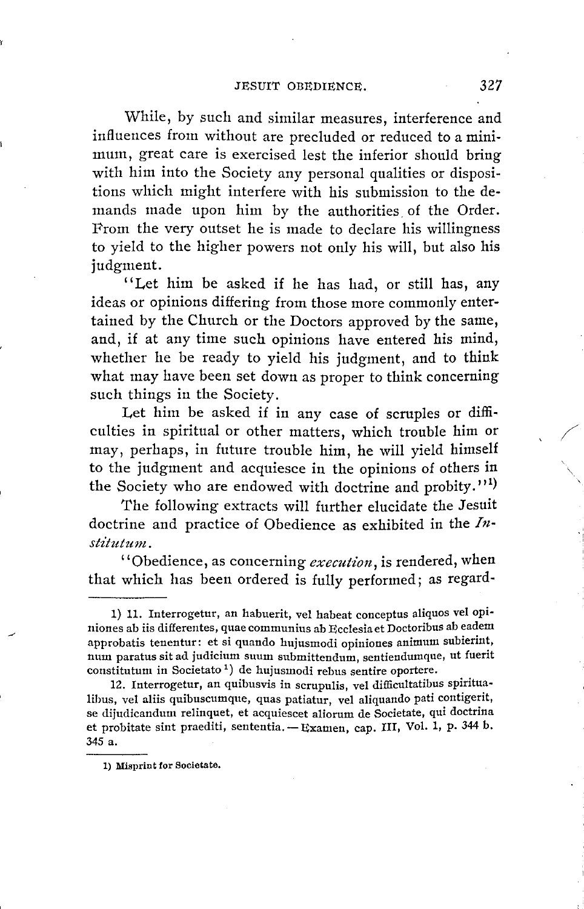While, by such and similar measures, interference and influences from without are precluded or reduced to a minimum, great care is exercised lest the inferior should bring with him into the Society any personal qualities or dispositions which might interfere with his submission to the demands made upon him by the authorities of the Order. From the very outset he is made to declare his willingness to yield to the higher powers not only his will, but also his judgment.

"Let him be asked if he has had, or still has, any ideas or opinions differing from those more commonly entertained by the Church or the Doctors approved by the same, and, if at any time such opinions have entered his mind, whether he be ready to yield his judgment, and to think what may have been set down as proper to think concerning such things in the Society.

Let him be asked if in any case of scruples or difficulties in spiritual or other matters, which trouble him or may, perhaps, in future trouble him, he will yield himself to the judgment and acquiesce in the opinions of others in the Society who are endowed with doctrine and probity."[1]

The following extracts will further elucidate the Jesuit doctrine and practice of Obedience as exhibited in the *Institutum*.

"Obedience, as concerning *execution*, is rendered, when that which has been ordered is fully performed; as regard-

---

1) 11. Interrogetur, an habuerit, vel habeat conceptus aliquos vel opiniones ab iis differentes, quae communius ab Ecclesia et Doctoribus ab eadem approbatis tenentur: et si quando hujusmodi opiniones animum subierint, num paratus sit ad judicium suum submittendum, sentiendumque, ut fuerit constitutum in Societato[1]) de hujusmodi rebus sentire oportere.

12. Interrogetur, an quibusvis in scrupulis, vel difficultatibus spiritualibus, vel aliis quibuscumque, quas patiatur, vel aliquando pati contigerit, se dijudicandum relinquet, et acquiescet aliorum de Societate, qui doctrina et probitate sint praediti, sententia. — Examen, cap. III, Vol. 1, p. 344 b. 345 a.

---

1) Misprint for Societate.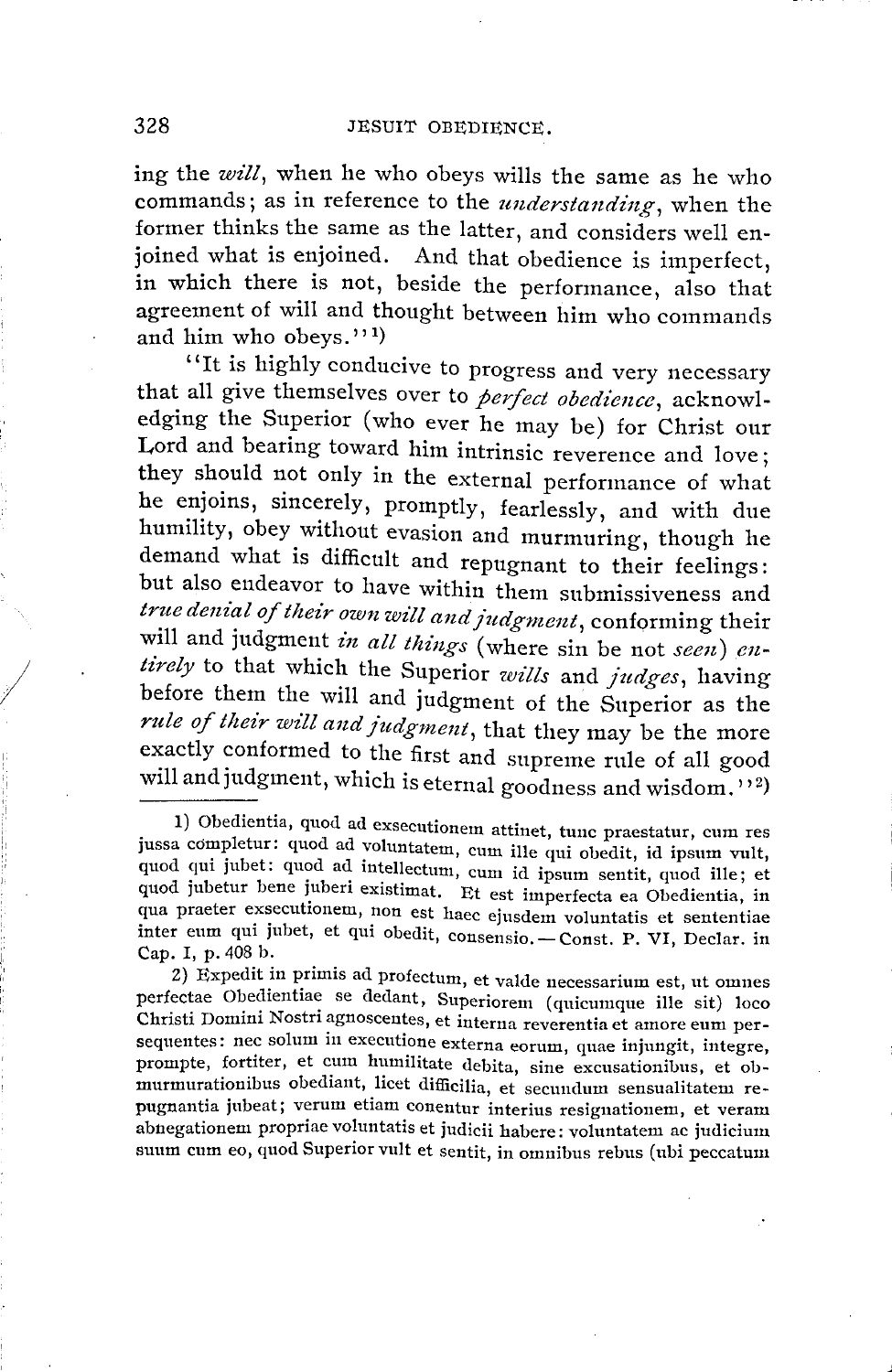ing the *will*, when he who obeys wills the same as he who commands; as in reference to the *understanding*, when the former thinks the same as the latter, and considers well enjoined what is enjoined. And that obedience is imperfect, in which there is not, beside the performance, also that agreement of will and thought between him who commands and him who obeys."[1])

"It is highly conducive to progress and very necessary that all give themselves over to *perfect obedience*, acknowledging the Superior (who ever he may be) for Christ our Lord and bearing toward him intrinsic reverence and love; they should not only in the external performance of what he enjoins, sincerely, promptly, fearlessly, and with due humility, obey without evasion and murmuring, though he demand what is difficult and repugnant to their feelings: but also endeavor to have within them submissiveness and *true denial of their own will and judgment*, conforming their will and judgment *in all things* (where sin be not *seen*) *entirely* to that which the Superior *wills* and *judges*, having before them the will and judgment of the Superior as the *rule of their will and judgment*, that they may be the more exactly conformed to the first and supreme rule of all good will and judgment, which is eternal goodness and wisdom."[2])

1) Obedientia, quod ad exsecutionem attinet, tunc praestatur, cum res jussa completur: quod ad voluntatem, cum ille qui obedit, id ipsum vult, quod qui jubet: quod ad intellectum, cum id ipsum sentit, quod ille; et quod jubetur bene juberi existimat. Et est imperfecta ea Obedientia, in qua praeter exsecutionem, non est haec ejusdem voluntatis et sententiae inter eum qui jubet, et qui obedit, consensio. — Const. P. VI, Declar. in Cap. I, p. 408 b.

2) Expedit in primis ad profectum, et valde necessarium est, ut omnes perfectae Obedientiae se dedant, Superiorem (quicumque ille sit) loco Christi Domini Nostri agnoscentes, et interna reverentia et amore eum persequentes: nec solum in executione externa eorum, quae injungit, integre, prompte, fortiter, et cum humilitate debita, sine excusationibus, et obmurmurationibus obediant, licet difficilia, et secundum sensualitatem repugnantia jubeat; verum etiam conentur interius resignationem, et veram abnegationem propriae voluntatis et judicii habere: voluntatem ac judicium suum cum eo, quod Superior vult et sentit, in omnibus rebus (ubi peccatum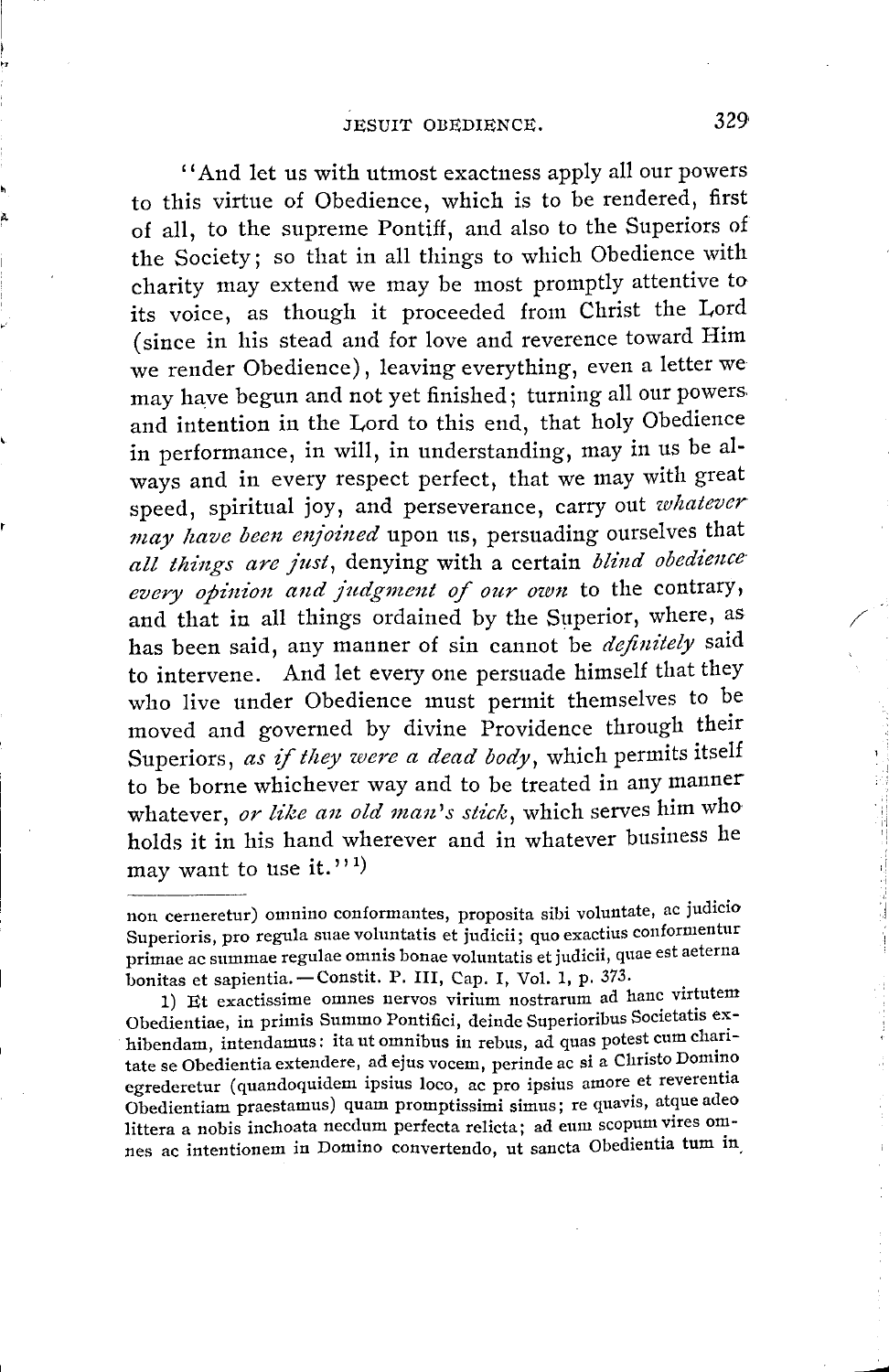"And let us with utmost exactness apply all our powers to this virtue of Obedience, which is to be rendered, first of all, to the supreme Pontiff, and also to the Superiors of the Society; so that in all things to which Obedience with charity may extend we may be most promptly attentive to its voice, as though it proceeded from Christ the Lord (since in his stead and for love and reverence toward Him we render Obedience), leaving everything, even a letter we may have begun and not yet finished; turning all our powers and intention in the Lord to this end, that holy Obedience in performance, in will, in understanding, may in us be always and in every respect perfect, that we may with great speed, spiritual joy, and perseverance, carry out *whatever may have been enjoined* upon us, persuading ourselves that *all things are just*, denying with a certain *blind obedience every opinion and judgment of our own* to the contrary, and that in all things ordained by the Superior, where, as has been said, any manner of sin cannot be *definitely* said to intervene. And let every one persuade himself that they who live under Obedience must permit themselves to be moved and governed by divine Providence through their Superiors, *as if they were a dead body*, which permits itself to be borne whichever way and to be treated in any manner whatever, *or like an old man's stick*, which serves him who holds it in his hand wherever and in whatever business he may want to use it."[1]

---

non cerneretur) omnino conformantes, proposita sibi voluntate, ac judicio Superioris, pro regula suae voluntatis et judicii; quo exactius conformentur primae ac summae regulae omnis bonae voluntatis et judicii, quae est aeterna bonitas et sapientia.—Constit. P. III, Cap. I, Vol. 1, p. 373.

1) Et exactissime omnes nervos virium nostrarum ad hanc virtutem Obedientiae, in primis Summo Pontifici, deinde Superioribus Societatis exhibendam, intendamus: ita ut omnibus in rebus, ad quas potest cum charitate se Obedientia extendere, ad ejus vocem, perinde ac si a Christo Domino egrederetur (quandoquidem ipsius loco, ac pro ipsius amore et reverentia Obedientiam praestamus) quam promptissimi simus; re quavis, atque adeo littera a nobis inchoata necdum perfecta relicta; ad eum scopum vires omnes ac intentionem in Domino convertendo, ut sancta Obedientia tum in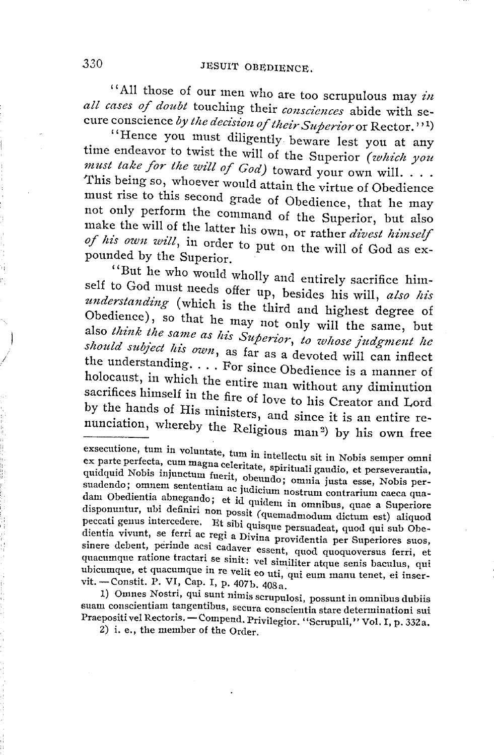"All those of our men who are too scrupulous may *in all cases of doubt* touching their *consciences* abide with secure conscience *by the decision of their Superior* or Rector."[1]

"Hence you must diligently beware lest you at any time endeavor to twist the will of the Superior *(which you must take for the will of God)* toward your own will. . . . This being so, whoever would attain the virtue of Obedience must rise to this second grade of Obedience, that he may not only perform the command of the Superior, but also make the will of the latter his own, or rather *divest himself of his own will*, in order to put on the will of God as expounded by the Superior.

"But he who would wholly and entirely sacrifice himself to God must needs offer up, besides his will, *also his understanding* (which is the third and highest degree of Obedience), so that he may not only will the same, but also *think the same as his Superior, to whose judgment he should subject his own*, as far as a devoted will can inflect the understanding. . . . For since Obedience is a manner of holocaust, in which the entire man without any diminution sacrifices himself in the fire of love to his Creator and Lord by the hands of His ministers, and since it is an entire renunciation, whereby the Religious man[2] by his own free

---

exsecutione, tum in voluntate, tum in intellectu sit in Nobis semper omni ex parte perfecta, cum magna celeritate, spirituali gaudio, et perseverantia, quidquid Nobis injunctum fuerit, obeundo; omnia justa esse, Nobis persuadendo; omnem sententiam ac judicium nostrum contrarium caeca quadam Obedientia abnegando; et id quidem in omnibus, quae a Superiore disponuntur, ubi definiri non possit (quemadmodum dictum est) aliquod peccati genus intercedere. Et sibi quisque persuadeat, quod qui sub Obedientia vivunt, se ferri ac regi a Divina providentia per Superiores suos, sinere debent, perinde acsi cadaver essent, quod quoquoversus ferri, et quacumque ratione tractari se sinit: vel similiter atque senis baculus, qui ubicumque, et quacumque in re velit eo uti, qui eum manu tenet, ei inservit. — Constit. P. VI, Cap. I, p. 407b. 408a.

1) Omnes Nostri, qui sunt nimis scrupulosi, possunt in omnibus dubiis suam conscientiam tangentibus, secura conscientia stare determinationi sui Praepositi vel Rectoris. — Compend. Privilegior. "Scrupuli," Vol. I, p. 332a.

2) i. e., the member of the Order.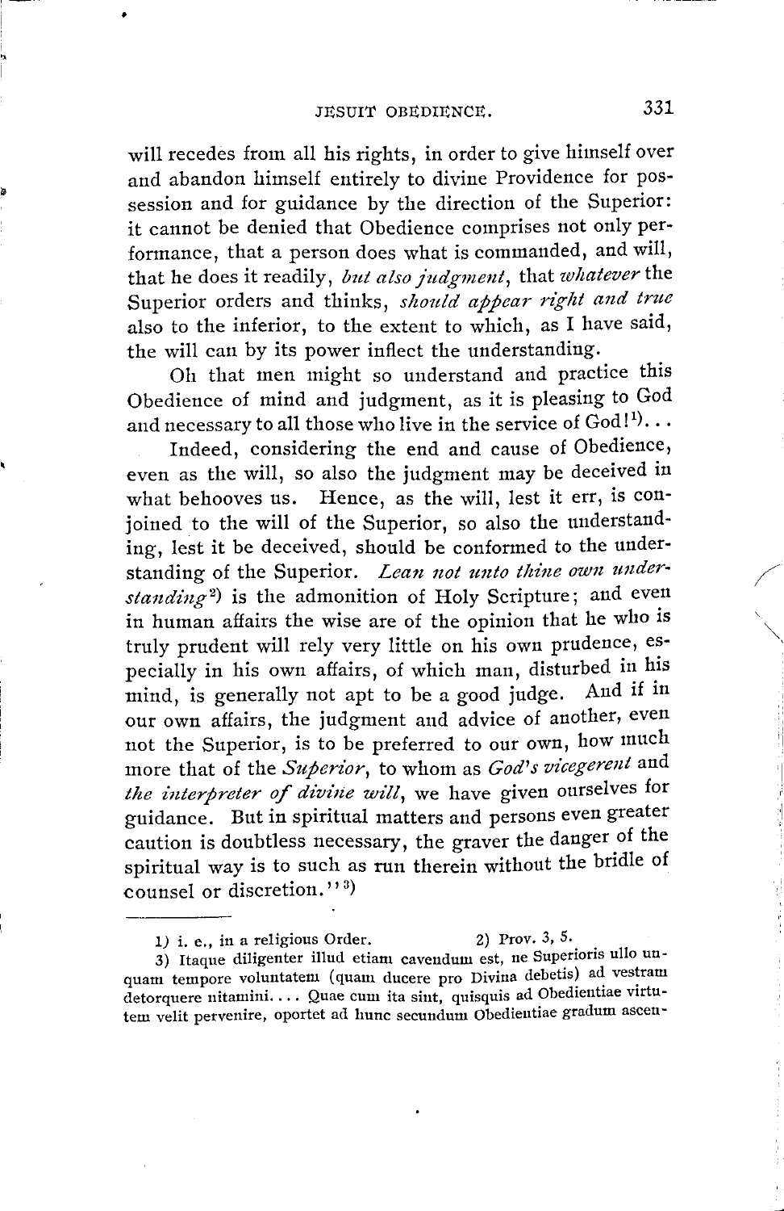will recedes from all his rights, in order to give himself over and abandon himself entirely to divine Providence for possession and for guidance by the direction of the Superior: it cannot be denied that Obedience comprises not only performance, that a person does what is commanded, and will, that he does it readily, *but also judgment*, that *whatever* the Superior orders and thinks, *should appear right and true* also to the inferior, to the extent to which, as I have said, the will can by its power inflect the understanding.

Oh that men might so understand and practice this Obedience of mind and judgment, as it is pleasing to God and necessary to all those who live in the service of God![1]). . .

Indeed, considering the end and cause of Obedience, even as the will, so also the judgment may be deceived in what behooves us. Hence, as the will, lest it err, is conjoined to the will of the Superior, so also the understanding, lest it be deceived, should be conformed to the understanding of the Superior. *Lean not unto thine own understanding*[2]) is the admonition of Holy Scripture; and even in human affairs the wise are of the opinion that he who is truly prudent will rely very little on his own prudence, especially in his own affairs, of which man, disturbed in his mind, is generally not apt to be a good judge. And if in our own affairs, the judgment and advice of another, even not the Superior, is to be preferred to our own, how much more that of the *Superior*, to whom as *God's vicegerent* and *the interpreter of divine will*, we have given ourselves for guidance. But in spiritual matters and persons even greater caution is doubtless necessary, the graver the danger of the spiritual way is to such as run therein without the bridle of counsel or discretion."[3])

---

1) i. e., in a religious Order.

2) Prov. 3, 5.

3) Itaque diligenter illud etiam cavendum est, ne Superioris ullo unquam tempore voluntatem (quam ducere pro Divina debetis) ad vestram detorquere nitamini.... Quae cum ita sint, quisquis ad Obedientiae virtutem velit pervenire, oportet ad hunc secundum Obedientiae gradum ascen-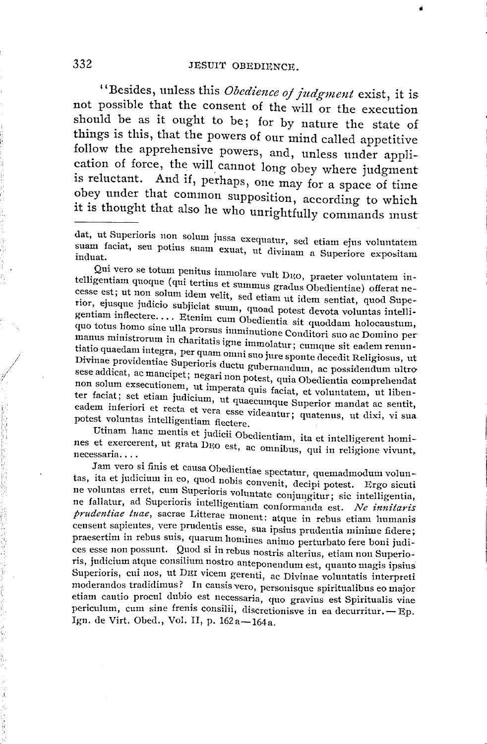"Besides, unless this *Obedience of judgment* exist, it is not possible that the consent of the will or the execution should be as it ought to be; for by nature the state of things is this, that the powers of our mind called appetitive follow the apprehensive powers, and, unless under application of force, the will cannot long obey where judgment is reluctant. And if, perhaps, one may for a space of time obey under that common supposition, according to which it is thought that also he who unrightfully commands must

---

dat, ut Superioris non solum jussa exequatur, sed etiam ejus voluntatem suam faciat, seu potius suam exuat, ut divinam a Superiore expositam induat.

Qui vero se totum penitus immolare vult DEO, praeter voluntatem intelligentiam quoque (qui tertius et summus gradus Obedientiae) offerat necesse est; ut non solum idem velit, sed etiam ut idem sentiat, quod Superior, ejusque judicio subjiciat suum, quoad potest devota voluntas intelligentiam inflectere.... Etenim cum Obedientia sit quoddam holocaustum, quo totus homo sine ulla prorsus imminutione Conditori suo ac Domino per manus ministrorum in charitatis igne immolatur; cumque sit eadem renuntiatio quaedam integra, per quam omni suo jure sponte decedit Religiosus, ut Divinae providentiae Superioris ductu gubernandum, ac possidendum ultro sese addicat, ac mancipet; negari non potest, quia Obedientia comprehendat non solum exsecutionem, ut imperata quis faciat, et voluntatem, ut libenter faciat; set etiam judicium, ut quaecumque Superior mandat ac sentit, eadem inferiori et recta et vera esse videantur; quatenus, ut dixi, vi sua potest voluntas intelligentiam flectere.

Utinam hanc mentis et judicii Obedientiam, ita et intelligerent homines et exercerent, ut grata DEO est, ac omnibus, qui in religione vivunt, necessaria....

Jam vero si finis et causa Obedientiae spectatur, quemadmodum voluntas, ita et judicium in eo, quod nobis convenit, decipi potest. Ergo sicuti ne voluntas erret, cum Superioris voluntate conjungitur; sic intelligentia, ne fallatur, ad Superioris intelligentiam conformanda est. *Ne innitaris prudentiae tuae*, sacrae Litterae monent: atque in rebus etiam humanis censent sapientes, vere prudentis esse, sua ipsius prudentia minime fidere; praesertim in rebus suis, quarum homines animo perturbato fere boni judices esse non possunt. Quod si in rebus nostris alterius, etiam non Superioris, judicium atque consilium nostro anteponendum est, quanto magis ipsius Superioris, cui nos, ut DEI vicem gerenti, ac Divinae voluntatis interpreti moderandos tradidimus? In causis vero, personisque spiritualibus eo major etiam cautio procul dubio est necessaria, quo gravius est Spiritualis viae periculum, cum sine frenis consilii, discretionisve in ea decurritur. — Ep. Ign. de Virt. Obed., Vol. II, p. 162a—164a.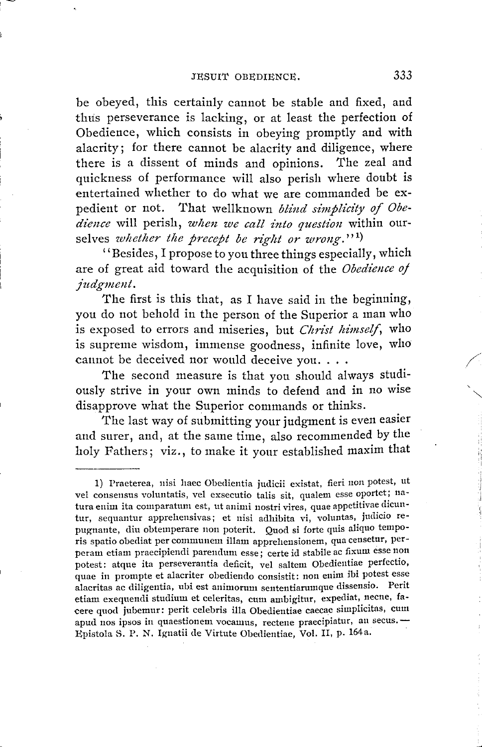be obeyed, this certainly cannot be stable and fixed, and thus perseverance is lacking, or at least the perfection of Obedience, which consists in obeying promptly and with alacrity; for there cannot be alacrity and diligence, where there is a dissent of minds and opinions. The zeal and quickness of performance will also perish where doubt is entertained whether to do what we are commanded be expedient or not. That wellknown *blind simplicity of Obedience* will perish, *when we call into question* within ourselves *whether the precept be right or wrong*."[1])

"Besides, I propose to you three things especially, which are of great aid toward the acquisition of the *Obedience of judgment*.

The first is this that, as I have said in the beginning, you do not behold in the person of the Superior a man who is exposed to errors and miseries, but *Christ himself*, who is supreme wisdom, immense goodness, infinite love, who cannot be deceived nor would deceive you. . . .

The second measure is that you should always studiously strive in your own minds to defend and in no wise disapprove what the Superior commands or thinks.

The last way of submitting your judgment is even easier and surer, and, at the same time, also recommended by the holy Fathers; viz., to make it your established maxim that

---

1) Praeterea, nisi haec Obedientia judicii existat, fieri non potest, ut vel consensus voluntatis, vel exsecutio talis sit, qualem esse oportet; natura enim ita comparatum est, ut animi nostri vires, quae appetitivae dicuntur, sequantur apprehensivas; et nisi adhibita vi, voluntas, judicio repugnante, diu obtemperare non poterit. Quod si forte quis aliquo temporis spatio obediat per communem illam apprehensionem, qua censetur, perperam etiam praecipiendi parendum esse; certe id stabile ac fixum esse non potest: atque ita perseverantia deficit, vel saltem Obedientiae perfectio, quae in prompte et alacriter obediendo consistit: non enim ibi potest esse alacritas ac diligentia, ubi est animorum sententiarumque dissensio. Perit etiam exequendi studium et celeritas, cum ambigitur, expediat, necne, facere quod jubemur: perit celebris illa Obedientiae caecae simplicitas, cum apud nos ipsos in quaestionem vocamus, rectene praecipiatur, an secus. — Epistola S. P. N. Ignatii de Virtute Obedientiae, Vol. II, p. 164a.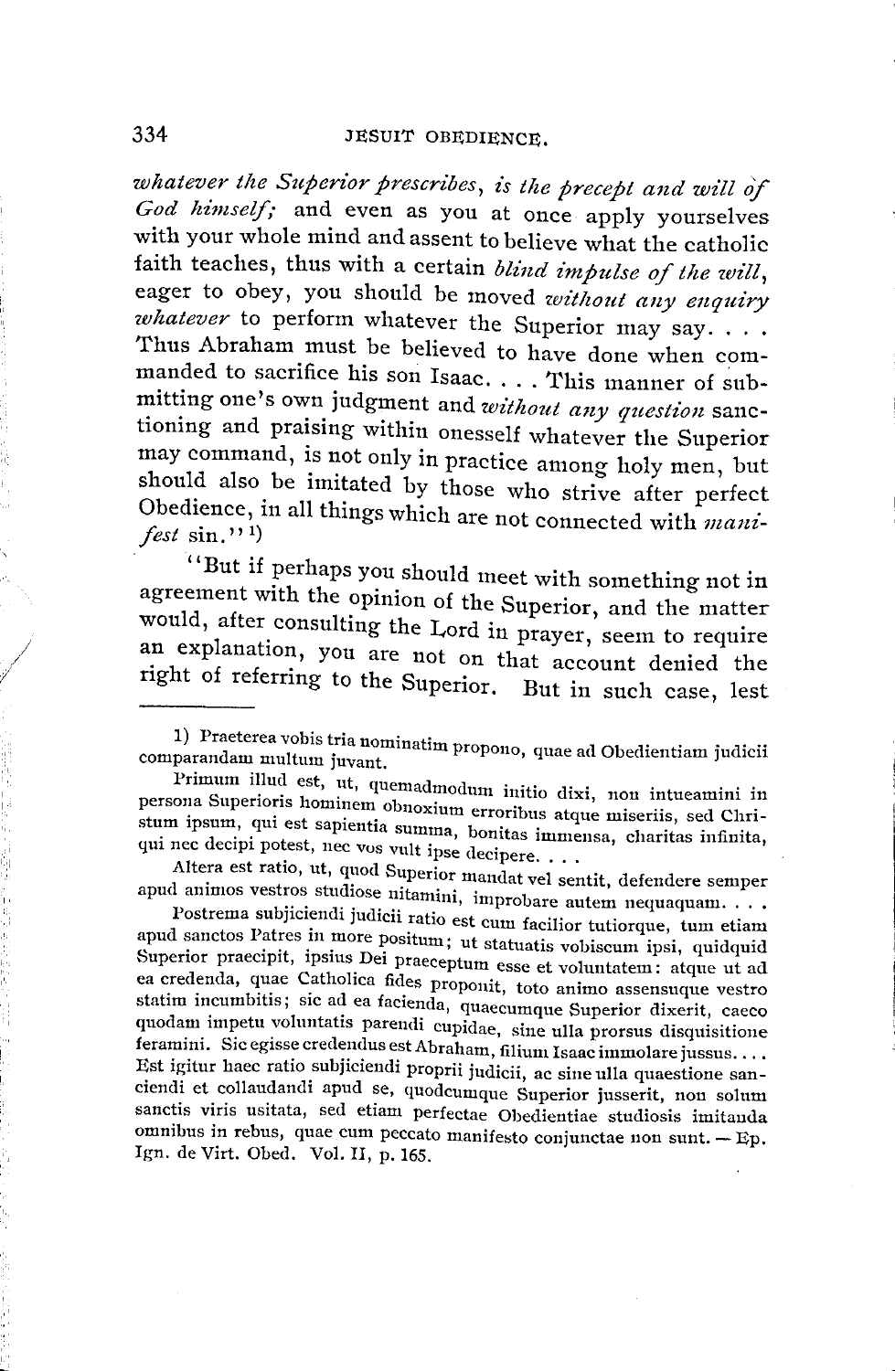*whatever the Superior prescribes*, *is the precept and will of God himself;* and even as you at once apply yourselves with your whole mind and assent to believe what the catholic faith teaches, thus with a certain *blind impulse of the will*, eager to obey, you should be moved *without any enquiry whatever* to perform whatever the Superior may say. . . . Thus Abraham must be believed to have done when commanded to sacrifice his son Isaac. . . . This manner of submitting one's own judgment and *without any question* sanctioning and praising within onesself whatever the Superior may command, is not only in practice among holy men, but should also be imitated by those who strive after perfect Obedience, in all things which are not connected with *manifest* sin."[1])

"But if perhaps you should meet with something not in agreement with the opinion of the Superior, and the matter would, after consulting the Lord in prayer, seem to require an explanation, you are not on that account denied the right of referring to the Superior. But in such case, lest

---

1) Praeterea vobis tria nominatim propono, quae ad Obedientiam judicii comparandam multum juvant.

Primum illud est, ut, quemadmodum initio dixi, non intueamini in persona Superioris hominem obnoxium erroribus atque miseriis, sed Christum ipsum, qui est sapientia summa, bonitas immensa, charitas infinita, qui nec decipi potest, nec vos vult ipse decipere. . . .

Altera est ratio, ut, quod Superior mandat vel sentit, defendere semper apud animos vestros studiose nitamini, improbare autem nequaquam. . . .

Postrema subjiciendi judicii ratio est cum facilior tutiorque, tum etiam apud sanctos Patres in more positum; ut statuatis vobiscum ipsi, quidquid Superior praecipit, ipsius Dei praeceptum esse et voluntatem: atque ut ad ea credenda, quae Catholica fides proponit, toto animo assensuque vestro statim incumbitis; sic ad ea facienda, quaecumque Superior dixerit, caeco quodam impetu voluntatis parendi cupidae, sine ulla prorsus disquisitione feramini. Sic egisse credendus est Abraham, filium Isaac immolare jussus. . . . Est igitur haec ratio subjiciendi proprii judicii, ac sine ulla quaestione sanciendi et collaudandi apud se, quodcumque Superior jusserit, non solum sanctis viris usitata, sed etiam perfectae Obedientiae studiosis imitanda omnibus in rebus, quae cum peccato manifesto conjunctae non sunt. — Ep. Ign. de Virt. Obed. Vol. II, p. 165.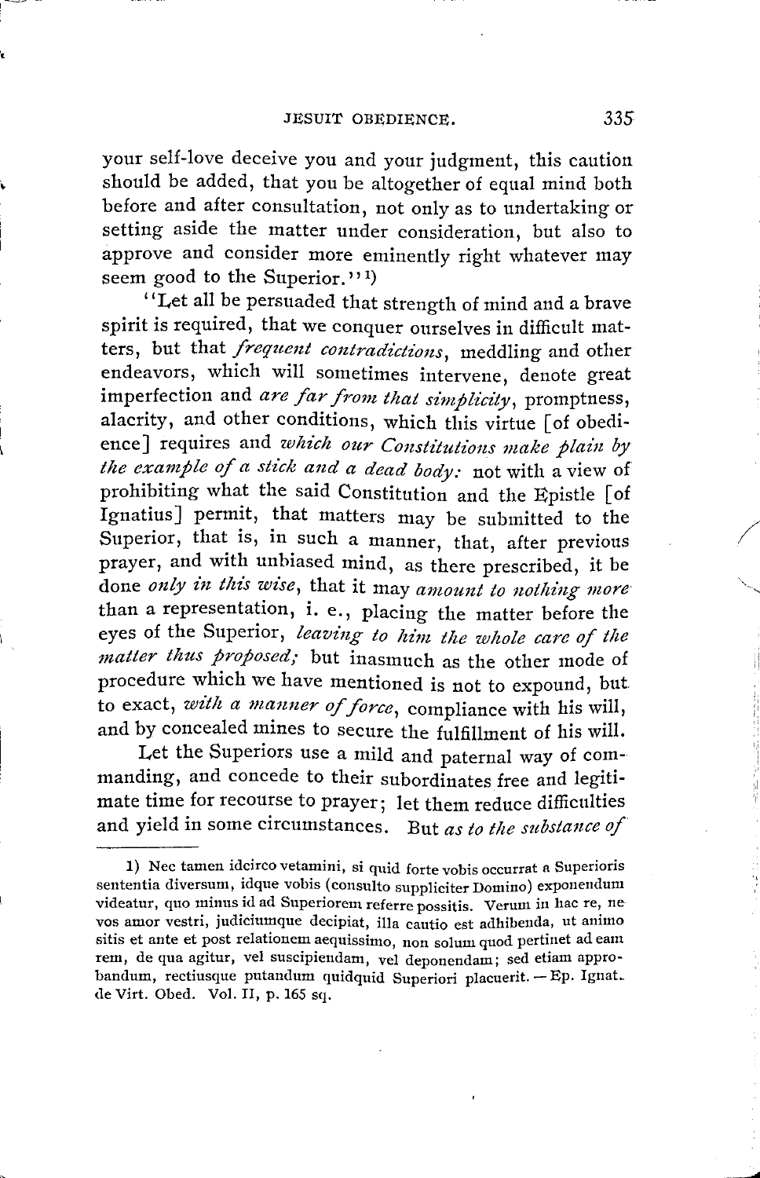your self-love deceive you and your judgment, this caution should be added, that you be altogether of equal mind both before and after consultation, not only as to undertaking or setting aside the matter under consideration, but also to approve and consider more eminently right whatever may seem good to the Superior."[1])

"Let all be persuaded that strength of mind and a brave spirit is required, that we conquer ourselves in difficult matters, but that *frequent contradictions*, meddling and other endeavors, which will sometimes intervene, denote great imperfection and *are far from that simplicity*, promptness, alacrity, and other conditions, which this virtue [of obedience] requires and *which our Constitutions make plain by the example of a stick and a dead body:* not with a view of prohibiting what the said Constitution and the Epistle [of Ignatius] permit, that matters may be submitted to the Superior, that is, in such a manner, that, after previous prayer, and with unbiased mind, as there prescribed, it be done *only in this wise*, that it may *amount to nothing more* than a representation, i. e., placing the matter before the eyes of the Superior, *leaving to him the whole care of the matter thus proposed;* but inasmuch as the other mode of procedure which we have mentioned is not to expound, but to exact, *with a manner of force*, compliance with his will, and by concealed mines to secure the fulfillment of his will.

Let the Superiors use a mild and paternal way of commanding, and concede to their subordinates free and legitimate time for recourse to prayer; let them reduce difficulties and yield in some circumstances. But *as to the substance of*

---

1) Nec tamen idcirco vetamini, si quid forte vobis occurrat a Superioris sententia diversum, idque vobis (consulto suppliciter Domino) exponendum videatur, quo minus id ad Superiorem referre possitis. Verum in hac re, ne vos amor vestri, judiciumque decipiat, illa cautio est adhibenda, ut animo sitis et ante et post relationem aequissimo, non solum quod pertinet ad eam rem, de qua agitur, vel suscipiendam, vel deponendam; sed etiam approbandum, rectiusque putandum quidquid Superiori placuerit. — Ep. Ignat. de Virt. Obed. Vol. II, p. 165 sq.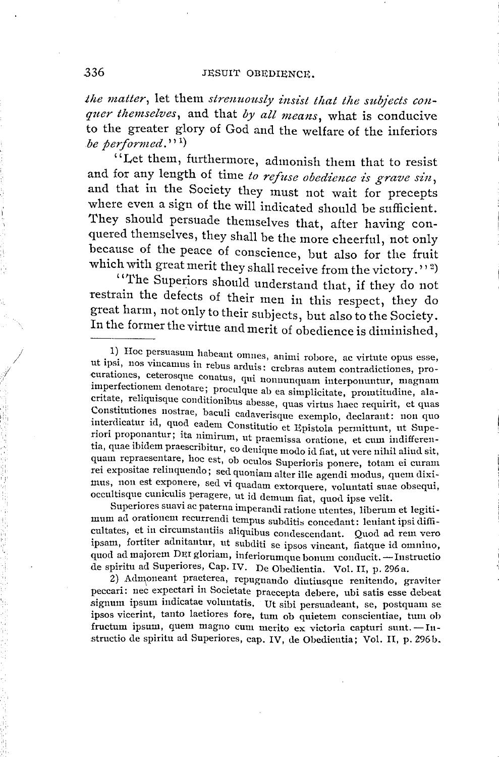*the matter*, let them *strenuously insist that the subjects conquer themselves*, and that *by all means*, what is conducive to the greater glory of God and the welfare of the inferiors *be performed*."[1])

"Let them, furthermore, admonish them that to resist and for any length of time *to refuse obedience is grave sin*, and that in the Society they must not wait for precepts where even a sign of the will indicated should be sufficient. They should persuade themselves that, after having conquered themselves, they shall be the more cheerful, not only because of the peace of conscience, but also for the fruit which with great merit they shall receive from the victory."[2])

"The Superiors should understand that, if they do not restrain the defects of their men in this respect, they do great harm, not only to their subjects, but also to the Society. In the former the virtue and merit of obedience is diminished,

---

1) Hoc persuasum habeant omnes, animi robore, ac virtute opus esse, ut ipsi, nos vincamus in rebus arduis: crebras autem contradictiones, procurationes, ceterosque conatus, qui nonnunquam interponuntur, magnam imperfectionem denotare; proculque ab ea simplicitate, promtitudine, alacritate, reliquisque conditionibus abesse, quas virtus haec requirit, et quas Constitutiones nostrae, baculi cadaverisque exemplo, declarant: non quo interdicatur id, quod eadem Constitutio et Epistola permittunt, ut Superiori proponantur; ita nimirum, ut praemissa oratione, et cum indifferentia, quae ibidem praescribitur, eo denique modo id fiat, ut vere nihil aliud sit, quam repraesentare, hoc est, ob oculos Superioris ponere, totam ei curam rei expositae relinquendo; sed quoniam alter ille agendi modus, quem diximus, non est exponere, sed vi quadam extorquere, voluntati suae obsequi, occultisque cuniculis peragere, ut id demum fiat, quod ipse velit.

Superiores suavi ac paterna imperandi ratione utentes, liberum et legitimum ad orationem recurrendi tempus subditis concedant: leniant ipsi difficultates, et in circumstantiis aliquibus condescendant. Quod ad rem vero ipsam, fortiter adnitantur, ut subditi se ipsos vincant, fiatque id omnino, quod ad majorem DEI gloriam, inferiorumque bonum conducit. — Instructio de spiritu ad Superiores, Cap. IV. De Obedientia. Vol. II, p. 296a.

2) Admoneant praeterea, repugnando diutiusque renitendo, graviter peccari: nec expectari in Societate praecepta debere, ubi satis esse debeat signum ipsum indicatae voluntatis. Ut sibi persuadeant, se, postquam se ipsos vicerint, tanto laetiores fore, tum ob quietem conscientiae, tum ob fructum ipsum, quem magno cum merito ex victoria capturi sunt. — Instructio de spiritu ad Superiores, cap. IV, de Obedientia; Vol. II, p. 296b.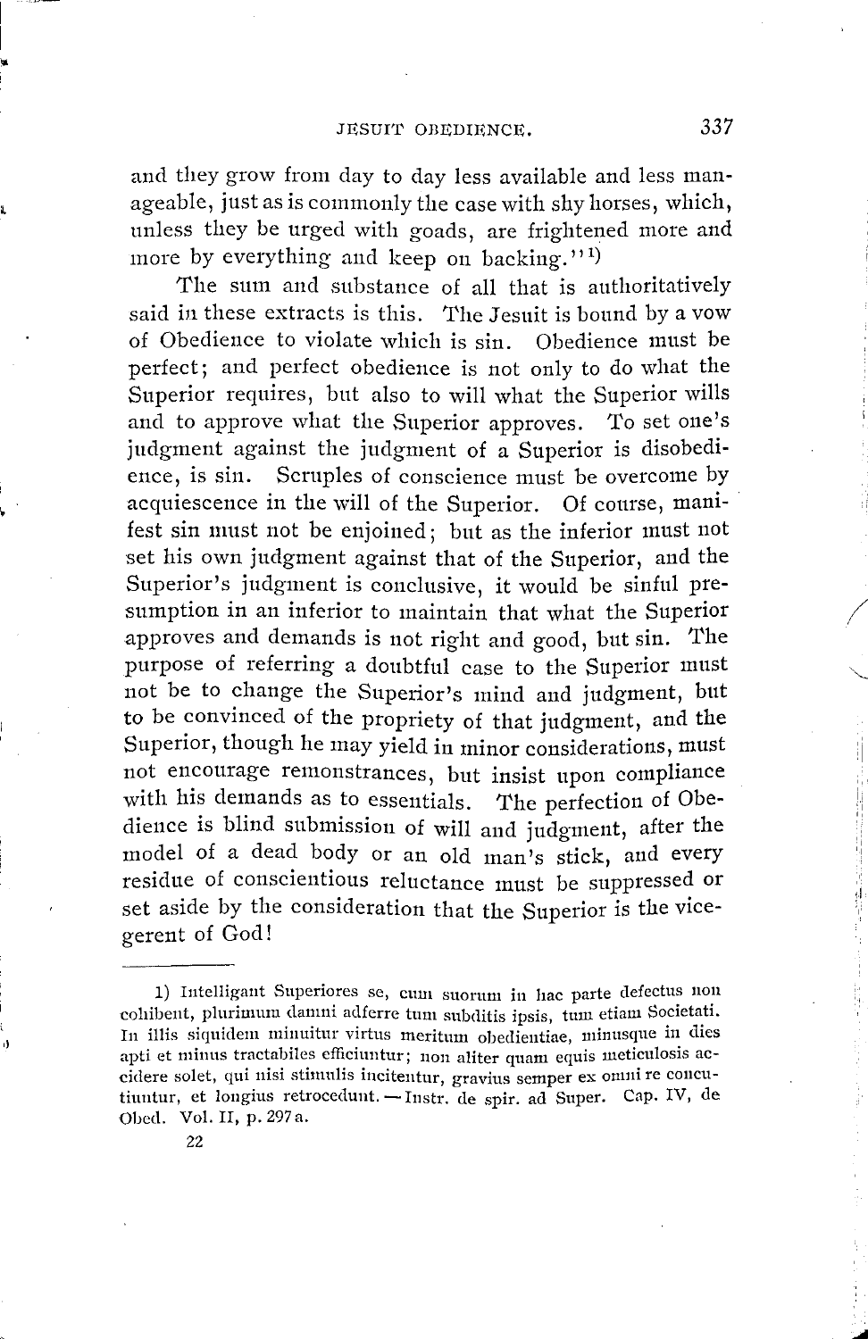and they grow from day to day less available and less manageable, just as is commonly the case with shy horses, which, unless they be urged with goads, are frightened more and more by everything and keep on backing."[1])

The sum and substance of all that is authoritatively said in these extracts is this. The Jesuit is bound by a vow of Obedience to violate which is sin. Obedience must be perfect; and perfect obedience is not only to do what the Superior requires, but also to will what the Superior wills and to approve what the Superior approves. To set one's judgment against the judgment of a Superior is disobedience, is sin. Scruples of conscience must be overcome by acquiescence in the will of the Superior. Of course, manifest sin must not be enjoined; but as the inferior must not set his own judgment against that of the Superior, and the Superior's judgment is conclusive, it would be sinful presumption in an inferior to maintain that what the Superior approves and demands is not right and good, but sin. The purpose of referring a doubtful case to the Superior must not be to change the Superior's mind and judgment, but to be convinced of the propriety of that judgment, and the Superior, though he may yield in minor considerations, must not encourage remonstrances, but insist upon compliance with his demands as to essentials. The perfection of Obedience is blind submission of will and judgment, after the model of a dead body or an old man's stick, and every residue of conscientious reluctance must be suppressed or set aside by the consideration that the Superior is the vicegerent of God!

---

1) Intelligant Superiores se, cum suorum in hac parte defectus non cohibent, plurimum damni adferre tum subditis ipsis, tum etiam Societati. In illis siquidem minuitur virtus meritum obedientiae, minusque in dies apti et minus tractabiles efficiuntur; non aliter quam equis meticulosis accidere solet, qui nisi stimulis incitentur, gravius semper ex omni re concutiuntur, et longius retrocedunt. — Instr. de spir. ad Super. Cap. IV, de Obed. Vol. II, p. 297 a.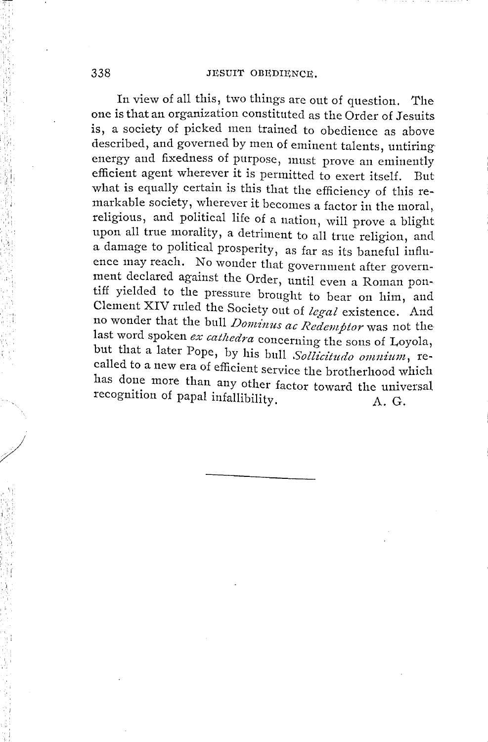In view of all this, two things are out of question. The one is that an organization constituted as the Order of Jesuits is, a society of picked men trained to obedience as above described, and governed by men of eminent talents, untiring energy and fixedness of purpose, must prove an eminently efficient agent wherever it is permitted to exert itself. But what is equally certain is this that the efficiency of this remarkable society, wherever it becomes a factor in the moral, religious, and political life of a nation, will prove a blight upon all true morality, a detriment to all true religion, and a damage to political prosperity, as far as its baneful influence may reach. No wonder that government after government declared against the Order, until even a Roman pontiff yielded to the pressure brought to bear on him, and Clement XIV ruled the Society out of *legal* existence. And no wonder that the bull *Dominus ac Redemptor* was not the last word spoken *ex cathedra* concerning the sons of Loyola, but that a later Pope, by his bull *Sollicitudo omnium*, recalled to a new era of efficient service the brotherhood which has done more than any other factor toward the universal recognition of papal infallibility.

A. G.

---